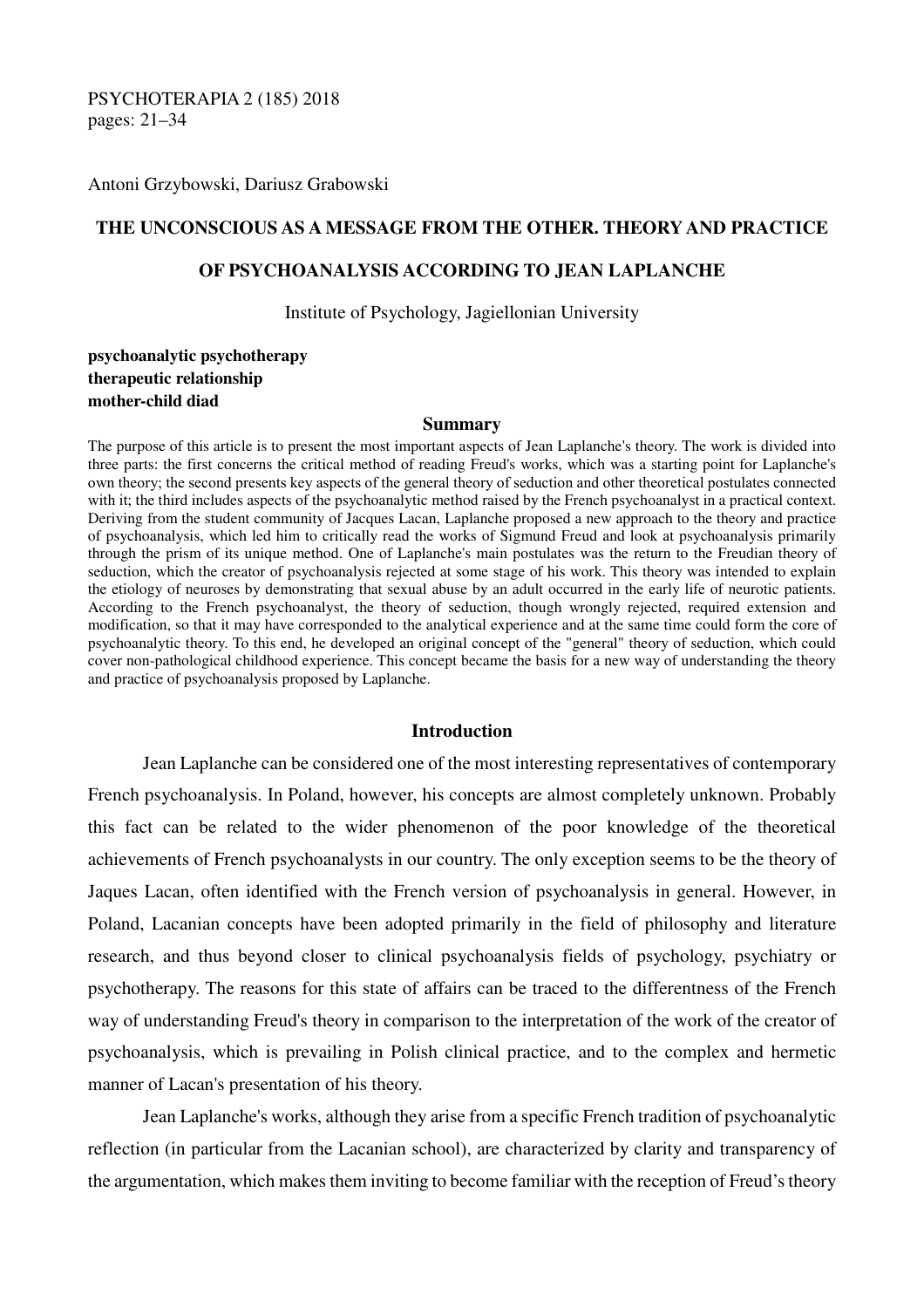PSYCHOTERAPIA 2 (185) 2018
pages: 21–34

Antoni Grzybowski, Dariusz Grabowski

# THE UNCONSCIOUS AS A MESSAGE FROM THE OTHER. THEORY AND PRACTICE OF PSYCHOANALYSIS ACCORDING TO JEAN LAPLANCHE

Institute of Psychology, Jagiellonian University

**psychoanalytic psychotherapy**
**therapeutic relationship**
**mother-child diad**

## Summary

The purpose of this article is to present the most important aspects of Jean Laplanche's theory. The work is divided into three parts: the first concerns the critical method of reading Freud's works, which was a starting point for Laplanche's own theory; the second presents key aspects of the general theory of seduction and other theoretical postulates connected with it; the third includes aspects of the psychoanalytic method raised by the French psychoanalyst in a practical context. Deriving from the student community of Jacques Lacan, Laplanche proposed a new approach to the theory and practice of psychoanalysis, which led him to critically read the works of Sigmund Freud and look at psychoanalysis primarily through the prism of its unique method. One of Laplanche's main postulates was the return to the Freudian theory of seduction, which the creator of psychoanalysis rejected at some stage of his work. This theory was intended to explain the etiology of neuroses by demonstrating that sexual abuse by an adult occurred in the early life of neurotic patients. According to the French psychoanalyst, the theory of seduction, though wrongly rejected, required extension and modification, so that it may have corresponded to the analytical experience and at the same time could form the core of psychoanalytic theory. To this end, he developed an original concept of the "general" theory of seduction, which could cover non-pathological childhood experience. This concept became the basis for a new way of understanding the theory and practice of psychoanalysis proposed by Laplanche.

## Introduction

Jean Laplanche can be considered one of the most interesting representatives of contemporary French psychoanalysis. In Poland, however, his concepts are almost completely unknown. Probably this fact can be related to the wider phenomenon of the poor knowledge of the theoretical achievements of French psychoanalysts in our country. The only exception seems to be the theory of Jaques Lacan, often identified with the French version of psychoanalysis in general. However, in Poland, Lacanian concepts have been adopted primarily in the field of philosophy and literature research, and thus beyond closer to clinical psychoanalysis fields of psychology, psychiatry or psychotherapy. The reasons for this state of affairs can be traced to the differentness of the French way of understanding Freud's theory in comparison to the interpretation of the work of the creator of psychoanalysis, which is prevailing in Polish clinical practice, and to the complex and hermetic manner of Lacan's presentation of his theory.

Jean Laplanche's works, although they arise from a specific French tradition of psychoanalytic reflection (in particular from the Lacanian school), are characterized by clarity and transparency of the argumentation, which makes them inviting to become familiar with the reception of Freud's theory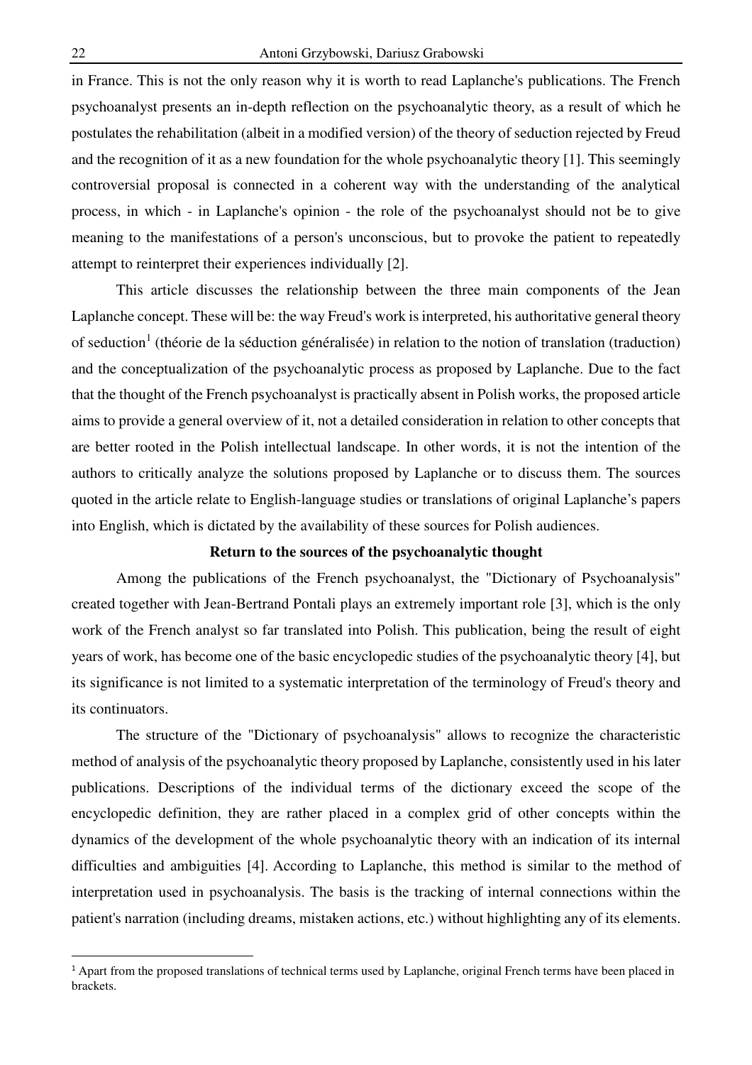in France. This is not the only reason why it is worth to read Laplanche's publications. The French psychoanalyst presents an in-depth reflection on the psychoanalytic theory, as a result of which he postulates the rehabilitation (albeit in a modified version) of the theory of seduction rejected by Freud and the recognition of it as a new foundation for the whole psychoanalytic theory [1]. This seemingly controversial proposal is connected in a coherent way with the understanding of the analytical process, in which - in Laplanche's opinion - the role of the psychoanalyst should not be to give meaning to the manifestations of a person's unconscious, but to provoke the patient to repeatedly attempt to reinterpret their experiences individually [2].

This article discusses the relationship between the three main components of the Jean Laplanche concept. These will be: the way Freud's work is interpreted, his authoritative general theory of seduction[1] (théorie de la séduction généralisée) in relation to the notion of translation (traduction) and the conceptualization of the psychoanalytic process as proposed by Laplanche. Due to the fact that the thought of the French psychoanalyst is practically absent in Polish works, the proposed article aims to provide a general overview of it, not a detailed consideration in relation to other concepts that are better rooted in the Polish intellectual landscape. In other words, it is not the intention of the authors to critically analyze the solutions proposed by Laplanche or to discuss them. The sources quoted in the article relate to English-language studies or translations of original Laplanche's papers into English, which is dictated by the availability of these sources for Polish audiences.

## Return to the sources of the psychoanalytic thought

Among the publications of the French psychoanalyst, the "Dictionary of Psychoanalysis" created together with Jean-Bertrand Pontali plays an extremely important role [3], which is the only work of the French analyst so far translated into Polish. This publication, being the result of eight years of work, has become one of the basic encyclopedic studies of the psychoanalytic theory [4], but its significance is not limited to a systematic interpretation of the terminology of Freud's theory and its continuators.

The structure of the "Dictionary of psychoanalysis" allows to recognize the characteristic method of analysis of the psychoanalytic theory proposed by Laplanche, consistently used in his later publications. Descriptions of the individual terms of the dictionary exceed the scope of the encyclopedic definition, they are rather placed in a complex grid of other concepts within the dynamics of the development of the whole psychoanalytic theory with an indication of its internal difficulties and ambiguities [4]. According to Laplanche, this method is similar to the method of interpretation used in psychoanalysis. The basis is the tracking of internal connections within the patient's narration (including dreams, mistaken actions, etc.) without highlighting any of its elements.

---

[1] Apart from the proposed translations of technical terms used by Laplanche, original French terms have been placed in brackets.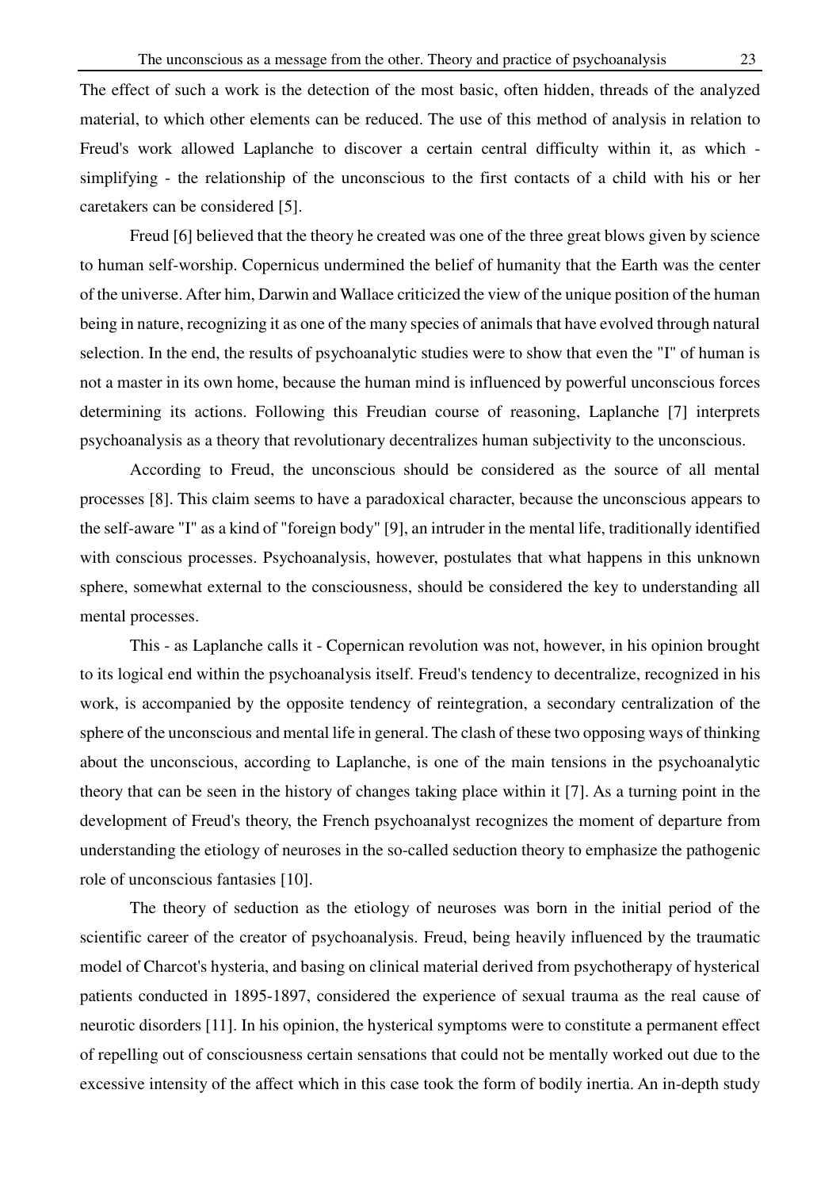The effect of such a work is the detection of the most basic, often hidden, threads of the analyzed material, to which other elements can be reduced. The use of this method of analysis in relation to Freud's work allowed Laplanche to discover a certain central difficulty within it, as which - simplifying - the relationship of the unconscious to the first contacts of a child with his or her caretakers can be considered [5].

Freud [6] believed that the theory he created was one of the three great blows given by science to human self-worship. Copernicus undermined the belief of humanity that the Earth was the center of the universe. After him, Darwin and Wallace criticized the view of the unique position of the human being in nature, recognizing it as one of the many species of animals that have evolved through natural selection. In the end, the results of psychoanalytic studies were to show that even the "I" of human is not a master in its own home, because the human mind is influenced by powerful unconscious forces determining its actions. Following this Freudian course of reasoning, Laplanche [7] interprets psychoanalysis as a theory that revolutionary decentralizes human subjectivity to the unconscious.

According to Freud, the unconscious should be considered as the source of all mental processes [8]. This claim seems to have a paradoxical character, because the unconscious appears to the self-aware "I" as a kind of "foreign body" [9], an intruder in the mental life, traditionally identified with conscious processes. Psychoanalysis, however, postulates that what happens in this unknown sphere, somewhat external to the consciousness, should be considered the key to understanding all mental processes.

This - as Laplanche calls it - Copernican revolution was not, however, in his opinion brought to its logical end within the psychoanalysis itself. Freud's tendency to decentralize, recognized in his work, is accompanied by the opposite tendency of reintegration, a secondary centralization of the sphere of the unconscious and mental life in general. The clash of these two opposing ways of thinking about the unconscious, according to Laplanche, is one of the main tensions in the psychoanalytic theory that can be seen in the history of changes taking place within it [7]. As a turning point in the development of Freud's theory, the French psychoanalyst recognizes the moment of departure from understanding the etiology of neuroses in the so-called seduction theory to emphasize the pathogenic role of unconscious fantasies [10].

The theory of seduction as the etiology of neuroses was born in the initial period of the scientific career of the creator of psychoanalysis. Freud, being heavily influenced by the traumatic model of Charcot's hysteria, and basing on clinical material derived from psychotherapy of hysterical patients conducted in 1895-1897, considered the experience of sexual trauma as the real cause of neurotic disorders [11]. In his opinion, the hysterical symptoms were to constitute a permanent effect of repelling out of consciousness certain sensations that could not be mentally worked out due to the excessive intensity of the affect which in this case took the form of bodily inertia. An in-depth study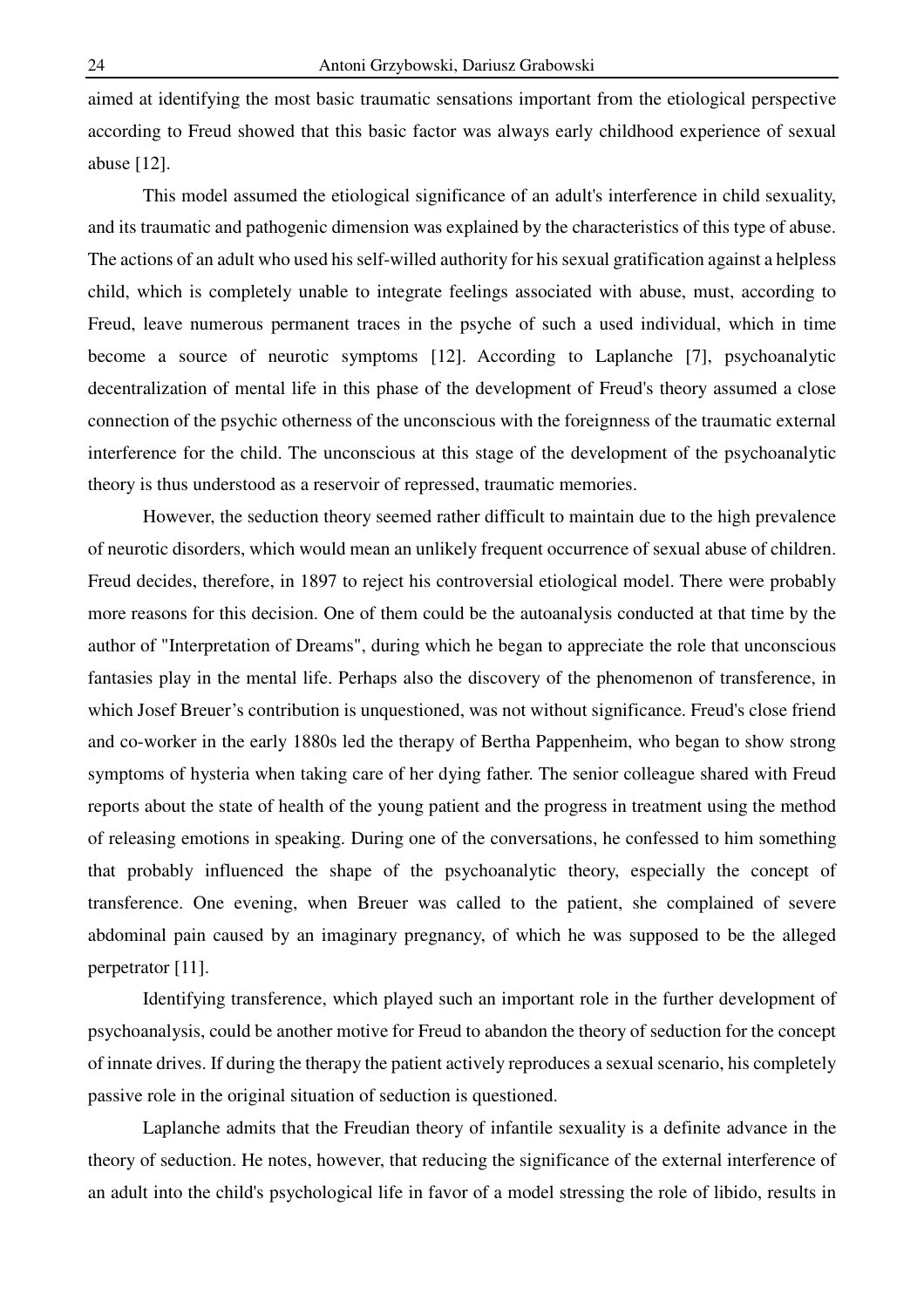aimed at identifying the most basic traumatic sensations important from the etiological perspective according to Freud showed that this basic factor was always early childhood experience of sexual abuse [12].

This model assumed the etiological significance of an adult's interference in child sexuality, and its traumatic and pathogenic dimension was explained by the characteristics of this type of abuse. The actions of an adult who used his self-willed authority for his sexual gratification against a helpless child, which is completely unable to integrate feelings associated with abuse, must, according to Freud, leave numerous permanent traces in the psyche of such a used individual, which in time become a source of neurotic symptoms [12]. According to Laplanche [7], psychoanalytic decentralization of mental life in this phase of the development of Freud's theory assumed a close connection of the psychic otherness of the unconscious with the foreignness of the traumatic external interference for the child. The unconscious at this stage of the development of the psychoanalytic theory is thus understood as a reservoir of repressed, traumatic memories.

However, the seduction theory seemed rather difficult to maintain due to the high prevalence of neurotic disorders, which would mean an unlikely frequent occurrence of sexual abuse of children. Freud decides, therefore, in 1897 to reject his controversial etiological model. There were probably more reasons for this decision. One of them could be the autoanalysis conducted at that time by the author of "Interpretation of Dreams", during which he began to appreciate the role that unconscious fantasies play in the mental life. Perhaps also the discovery of the phenomenon of transference, in which Josef Breuer's contribution is unquestioned, was not without significance. Freud's close friend and co-worker in the early 1880s led the therapy of Bertha Pappenheim, who began to show strong symptoms of hysteria when taking care of her dying father. The senior colleague shared with Freud reports about the state of health of the young patient and the progress in treatment using the method of releasing emotions in speaking. During one of the conversations, he confessed to him something that probably influenced the shape of the psychoanalytic theory, especially the concept of transference. One evening, when Breuer was called to the patient, she complained of severe abdominal pain caused by an imaginary pregnancy, of which he was supposed to be the alleged perpetrator [11].

Identifying transference, which played such an important role in the further development of psychoanalysis, could be another motive for Freud to abandon the theory of seduction for the concept of innate drives. If during the therapy the patient actively reproduces a sexual scenario, his completely passive role in the original situation of seduction is questioned.

Laplanche admits that the Freudian theory of infantile sexuality is a definite advance in the theory of seduction. He notes, however, that reducing the significance of the external interference of an adult into the child's psychological life in favor of a model stressing the role of libido, results in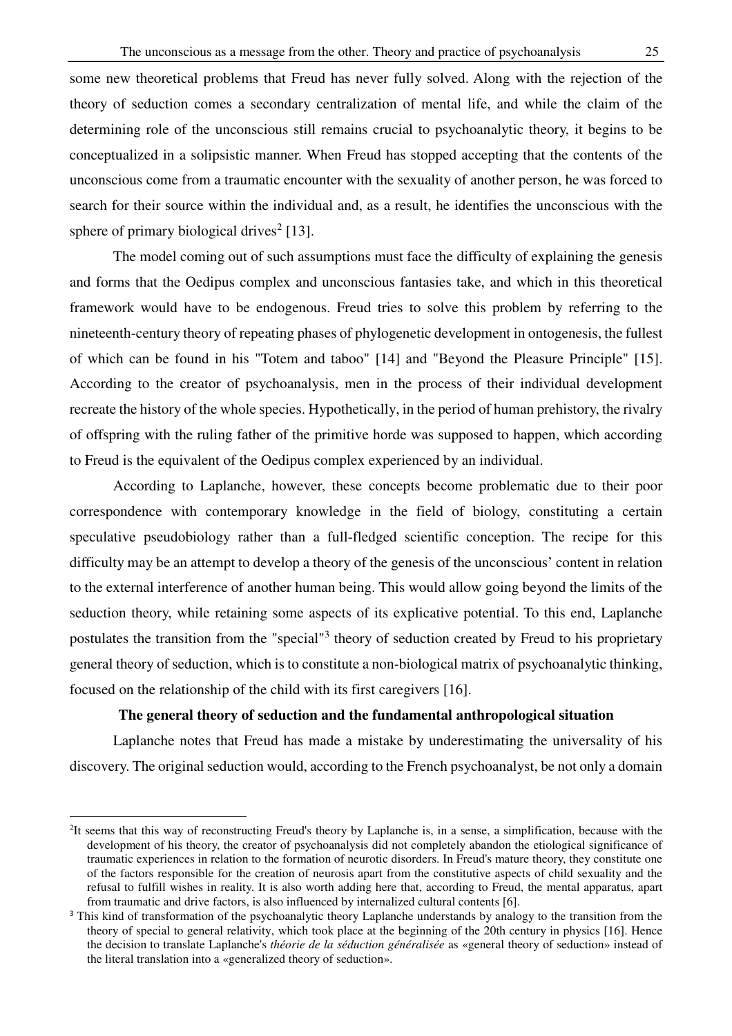some new theoretical problems that Freud has never fully solved. Along with the rejection of the theory of seduction comes a secondary centralization of mental life, and while the claim of the determining role of the unconscious still remains crucial to psychoanalytic theory, it begins to be conceptualized in a solipsistic manner. When Freud has stopped accepting that the contents of the unconscious come from a traumatic encounter with the sexuality of another person, he was forced to search for their source within the individual and, as a result, he identifies the unconscious with the sphere of primary biological drives[2] [13].

The model coming out of such assumptions must face the difficulty of explaining the genesis and forms that the Oedipus complex and unconscious fantasies take, and which in this theoretical framework would have to be endogenous. Freud tries to solve this problem by referring to the nineteenth-century theory of repeating phases of phylogenetic development in ontogenesis, the fullest of which can be found in his "Totem and taboo" [14] and "Beyond the Pleasure Principle" [15]. According to the creator of psychoanalysis, men in the process of their individual development recreate the history of the whole species. Hypothetically, in the period of human prehistory, the rivalry of offspring with the ruling father of the primitive horde was supposed to happen, which according to Freud is the equivalent of the Oedipus complex experienced by an individual.

According to Laplanche, however, these concepts become problematic due to their poor correspondence with contemporary knowledge in the field of biology, constituting a certain speculative pseudobiology rather than a full-fledged scientific conception. The recipe for this difficulty may be an attempt to develop a theory of the genesis of the unconscious' content in relation to the external interference of another human being. This would allow going beyond the limits of the seduction theory, while retaining some aspects of its explicative potential. To this end, Laplanche postulates the transition from the "special"[3] theory of seduction created by Freud to his proprietary general theory of seduction, which is to constitute a non-biological matrix of psychoanalytic thinking, focused on the relationship of the child with its first caregivers [16].

## The general theory of seduction and the fundamental anthropological situation

Laplanche notes that Freud has made a mistake by underestimating the universality of his discovery. The original seduction would, according to the French psychoanalyst, be not only a domain

---

[2]It seems that this way of reconstructing Freud's theory by Laplanche is, in a sense, a simplification, because with the development of his theory, the creator of psychoanalysis did not completely abandon the etiological significance of traumatic experiences in relation to the formation of neurotic disorders. In Freud's mature theory, they constitute one of the factors responsible for the creation of neurosis apart from the constitutive aspects of child sexuality and the refusal to fulfill wishes in reality. It is also worth adding here that, according to Freud, the mental apparatus, apart from traumatic and drive factors, is also influenced by internalized cultural contents [6].

[3] This kind of transformation of the psychoanalytic theory Laplanche understands by analogy to the transition from the theory of special to general relativity, which took place at the beginning of the 20th century in physics [16]. Hence the decision to translate Laplanche's *théorie de la séduction généralisée* as «general theory of seduction» instead of the literal translation into a «generalized theory of seduction».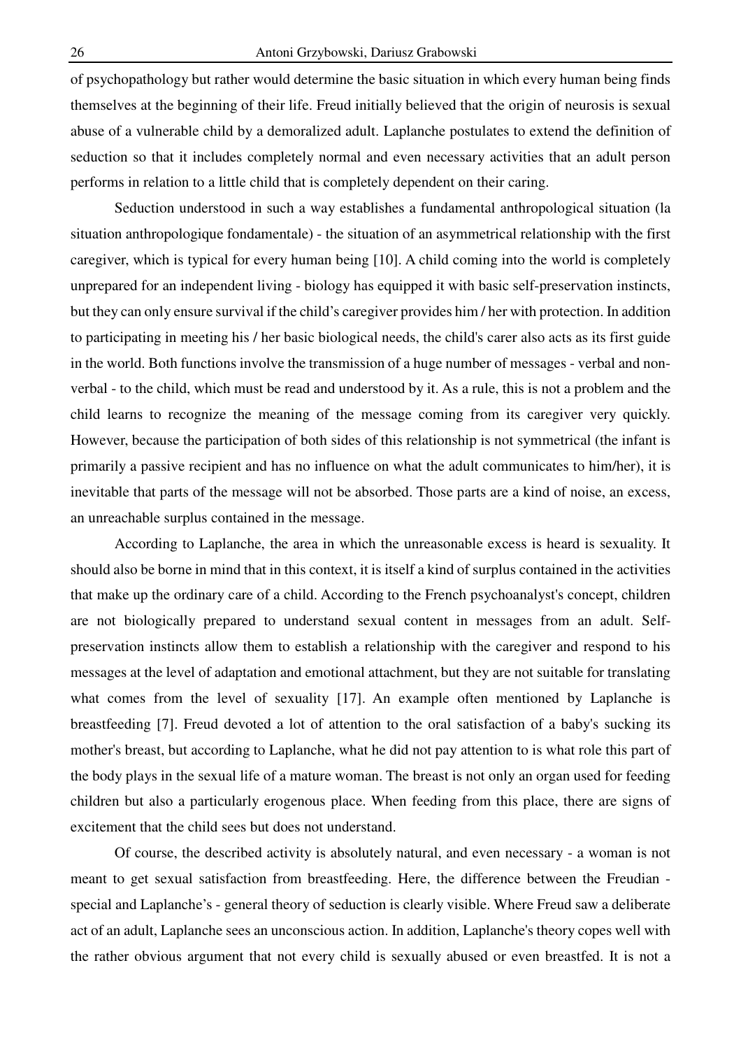of psychopathology but rather would determine the basic situation in which every human being finds themselves at the beginning of their life. Freud initially believed that the origin of neurosis is sexual abuse of a vulnerable child by a demoralized adult. Laplanche postulates to extend the definition of seduction so that it includes completely normal and even necessary activities that an adult person performs in relation to a little child that is completely dependent on their caring.

Seduction understood in such a way establishes a fundamental anthropological situation (la situation anthropologique fondamentale) - the situation of an asymmetrical relationship with the first caregiver, which is typical for every human being [10]. A child coming into the world is completely unprepared for an independent living - biology has equipped it with basic self-preservation instincts, but they can only ensure survival if the child's caregiver provides him / her with protection. In addition to participating in meeting his / her basic biological needs, the child's carer also acts as its first guide in the world. Both functions involve the transmission of a huge number of messages - verbal and non-verbal - to the child, which must be read and understood by it. As a rule, this is not a problem and the child learns to recognize the meaning of the message coming from its caregiver very quickly. However, because the participation of both sides of this relationship is not symmetrical (the infant is primarily a passive recipient and has no influence on what the adult communicates to him/her), it is inevitable that parts of the message will not be absorbed. Those parts are a kind of noise, an excess, an unreachable surplus contained in the message.

According to Laplanche, the area in which the unreasonable excess is heard is sexuality. It should also be borne in mind that in this context, it is itself a kind of surplus contained in the activities that make up the ordinary care of a child. According to the French psychoanalyst's concept, children are not biologically prepared to understand sexual content in messages from an adult. Self-preservation instincts allow them to establish a relationship with the caregiver and respond to his messages at the level of adaptation and emotional attachment, but they are not suitable for translating what comes from the level of sexuality [17]. An example often mentioned by Laplanche is breastfeeding [7]. Freud devoted a lot of attention to the oral satisfaction of a baby's sucking its mother's breast, but according to Laplanche, what he did not pay attention to is what role this part of the body plays in the sexual life of a mature woman. The breast is not only an organ used for feeding children but also a particularly erogenous place. When feeding from this place, there are signs of excitement that the child sees but does not understand.

Of course, the described activity is absolutely natural, and even necessary - a woman is not meant to get sexual satisfaction from breastfeeding. Here, the difference between the Freudian - special and Laplanche's - general theory of seduction is clearly visible. Where Freud saw a deliberate act of an adult, Laplanche sees an unconscious action. In addition, Laplanche's theory copes well with the rather obvious argument that not every child is sexually abused or even breastfed. It is not a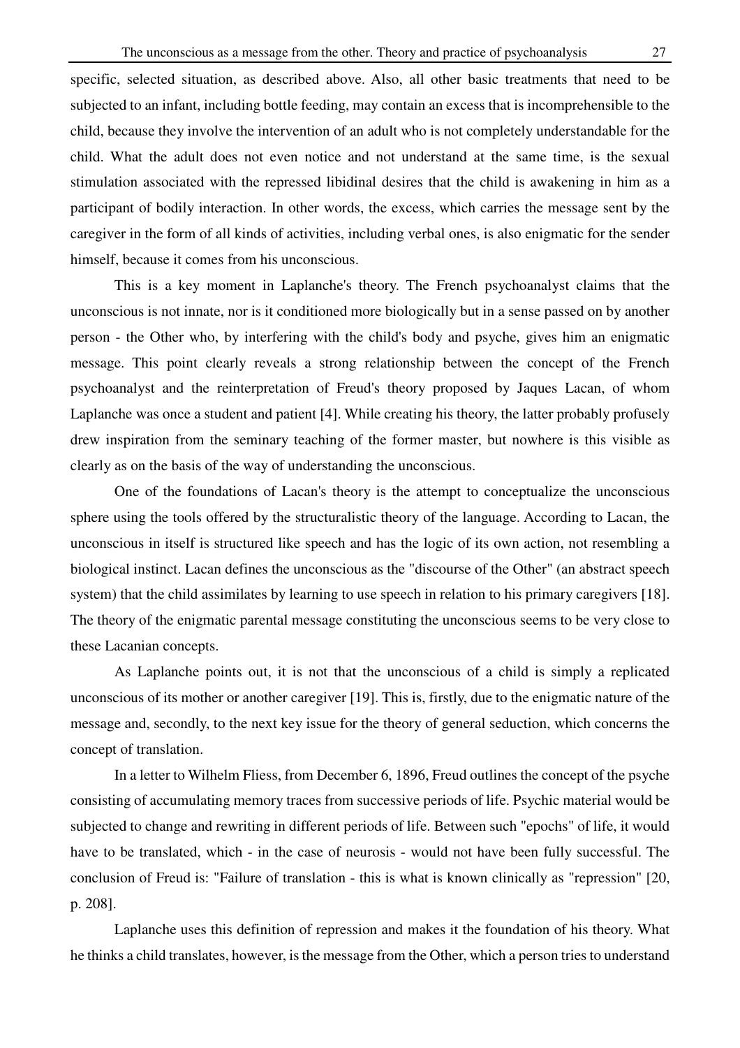specific, selected situation, as described above. Also, all other basic treatments that need to be subjected to an infant, including bottle feeding, may contain an excess that is incomprehensible to the child, because they involve the intervention of an adult who is not completely understandable for the child. What the adult does not even notice and not understand at the same time, is the sexual stimulation associated with the repressed libidinal desires that the child is awakening in him as a participant of bodily interaction. In other words, the excess, which carries the message sent by the caregiver in the form of all kinds of activities, including verbal ones, is also enigmatic for the sender himself, because it comes from his unconscious.

This is a key moment in Laplanche's theory. The French psychoanalyst claims that the unconscious is not innate, nor is it conditioned more biologically but in a sense passed on by another person - the Other who, by interfering with the child's body and psyche, gives him an enigmatic message. This point clearly reveals a strong relationship between the concept of the French psychoanalyst and the reinterpretation of Freud's theory proposed by Jaques Lacan, of whom Laplanche was once a student and patient [4]. While creating his theory, the latter probably profusely drew inspiration from the seminary teaching of the former master, but nowhere is this visible as clearly as on the basis of the way of understanding the unconscious.

One of the foundations of Lacan's theory is the attempt to conceptualize the unconscious sphere using the tools offered by the structuralistic theory of the language. According to Lacan, the unconscious in itself is structured like speech and has the logic of its own action, not resembling a biological instinct. Lacan defines the unconscious as the "discourse of the Other" (an abstract speech system) that the child assimilates by learning to use speech in relation to his primary caregivers [18]. The theory of the enigmatic parental message constituting the unconscious seems to be very close to these Lacanian concepts.

As Laplanche points out, it is not that the unconscious of a child is simply a replicated unconscious of its mother or another caregiver [19]. This is, firstly, due to the enigmatic nature of the message and, secondly, to the next key issue for the theory of general seduction, which concerns the concept of translation.

In a letter to Wilhelm Fliess, from December 6, 1896, Freud outlines the concept of the psyche consisting of accumulating memory traces from successive periods of life. Psychic material would be subjected to change and rewriting in different periods of life. Between such "epochs" of life, it would have to be translated, which - in the case of neurosis - would not have been fully successful. The conclusion of Freud is: "Failure of translation - this is what is known clinically as "repression" [20, p. 208].

Laplanche uses this definition of repression and makes it the foundation of his theory. What he thinks a child translates, however, is the message from the Other, which a person tries to understand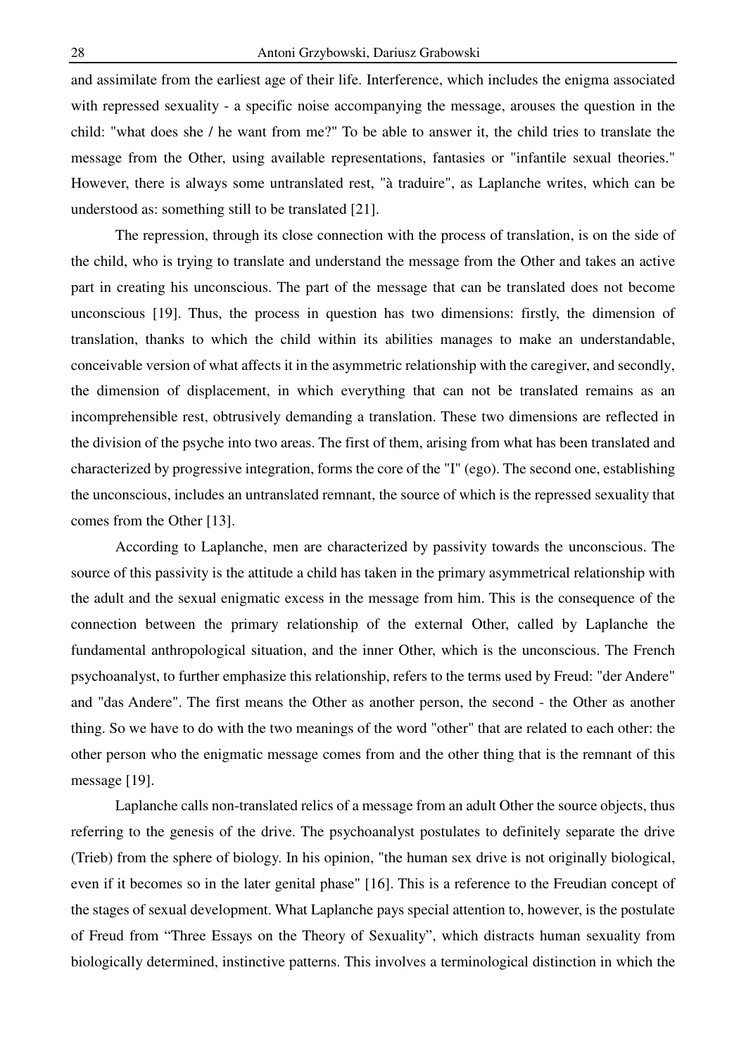and assimilate from the earliest age of their life. Interference, which includes the enigma associated with repressed sexuality - a specific noise accompanying the message, arouses the question in the child: "what does she / he want from me?" To be able to answer it, the child tries to translate the message from the Other, using available representations, fantasies or "infantile sexual theories." However, there is always some untranslated rest, "à traduire", as Laplanche writes, which can be understood as: something still to be translated [21].

The repression, through its close connection with the process of translation, is on the side of the child, who is trying to translate and understand the message from the Other and takes an active part in creating his unconscious. The part of the message that can be translated does not become unconscious [19]. Thus, the process in question has two dimensions: firstly, the dimension of translation, thanks to which the child within its abilities manages to make an understandable, conceivable version of what affects it in the asymmetric relationship with the caregiver, and secondly, the dimension of displacement, in which everything that can not be translated remains as an incomprehensible rest, obtrusively demanding a translation. These two dimensions are reflected in the division of the psyche into two areas. The first of them, arising from what has been translated and characterized by progressive integration, forms the core of the "I" (ego). The second one, establishing the unconscious, includes an untranslated remnant, the source of which is the repressed sexuality that comes from the Other [13].

According to Laplanche, men are characterized by passivity towards the unconscious. The source of this passivity is the attitude a child has taken in the primary asymmetrical relationship with the adult and the sexual enigmatic excess in the message from him. This is the consequence of the connection between the primary relationship of the external Other, called by Laplanche the fundamental anthropological situation, and the inner Other, which is the unconscious. The French psychoanalyst, to further emphasize this relationship, refers to the terms used by Freud: "der Andere" and "das Andere". The first means the Other as another person, the second - the Other as another thing. So we have to do with the two meanings of the word "other" that are related to each other: the other person who the enigmatic message comes from and the other thing that is the remnant of this message [19].

Laplanche calls non-translated relics of a message from an adult Other the source objects, thus referring to the genesis of the drive. The psychoanalyst postulates to definitely separate the drive (Trieb) from the sphere of biology. In his opinion, "the human sex drive is not originally biological, even if it becomes so in the later genital phase" [16]. This is a reference to the Freudian concept of the stages of sexual development. What Laplanche pays special attention to, however, is the postulate of Freud from "Three Essays on the Theory of Sexuality", which distracts human sexuality from biologically determined, instinctive patterns. This involves a terminological distinction in which the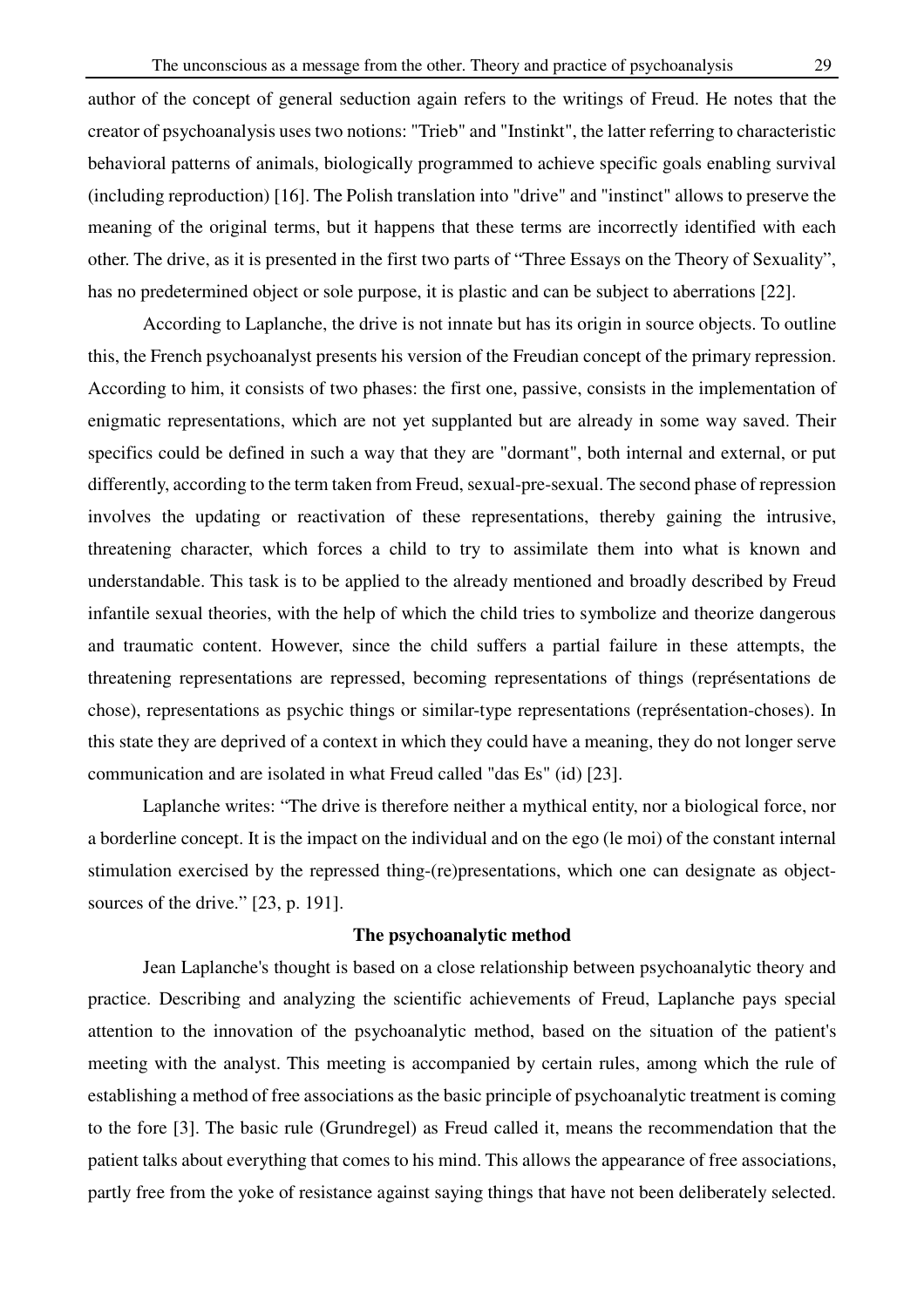author of the concept of general seduction again refers to the writings of Freud. He notes that the creator of psychoanalysis uses two notions: "Trieb" and "Instinkt", the latter referring to characteristic behavioral patterns of animals, biologically programmed to achieve specific goals enabling survival (including reproduction) [16]. The Polish translation into "drive" and "instinct" allows to preserve the meaning of the original terms, but it happens that these terms are incorrectly identified with each other. The drive, as it is presented in the first two parts of "Three Essays on the Theory of Sexuality", has no predetermined object or sole purpose, it is plastic and can be subject to aberrations [22].

According to Laplanche, the drive is not innate but has its origin in source objects. To outline this, the French psychoanalyst presents his version of the Freudian concept of the primary repression. According to him, it consists of two phases: the first one, passive, consists in the implementation of enigmatic representations, which are not yet supplanted but are already in some way saved. Their specifics could be defined in such a way that they are "dormant", both internal and external, or put differently, according to the term taken from Freud, sexual-pre-sexual. The second phase of repression involves the updating or reactivation of these representations, thereby gaining the intrusive, threatening character, which forces a child to try to assimilate them into what is known and understandable. This task is to be applied to the already mentioned and broadly described by Freud infantile sexual theories, with the help of which the child tries to symbolize and theorize dangerous and traumatic content. However, since the child suffers a partial failure in these attempts, the threatening representations are repressed, becoming representations of things (représentations de chose), representations as psychic things or similar-type representations (représentation-choses). In this state they are deprived of a context in which they could have a meaning, they do not longer serve communication and are isolated in what Freud called "das Es" (id) [23].

Laplanche writes: "The drive is therefore neither a mythical entity, nor a biological force, nor a borderline concept. It is the impact on the individual and on the ego (le moi) of the constant internal stimulation exercised by the repressed thing-(re)presentations, which one can designate as object-sources of the drive." [23, p. 191].

## The psychoanalytic method

Jean Laplanche's thought is based on a close relationship between psychoanalytic theory and practice. Describing and analyzing the scientific achievements of Freud, Laplanche pays special attention to the innovation of the psychoanalytic method, based on the situation of the patient's meeting with the analyst. This meeting is accompanied by certain rules, among which the rule of establishing a method of free associations as the basic principle of psychoanalytic treatment is coming to the fore [3]. The basic rule (Grundregel) as Freud called it, means the recommendation that the patient talks about everything that comes to his mind. This allows the appearance of free associations, partly free from the yoke of resistance against saying things that have not been deliberately selected.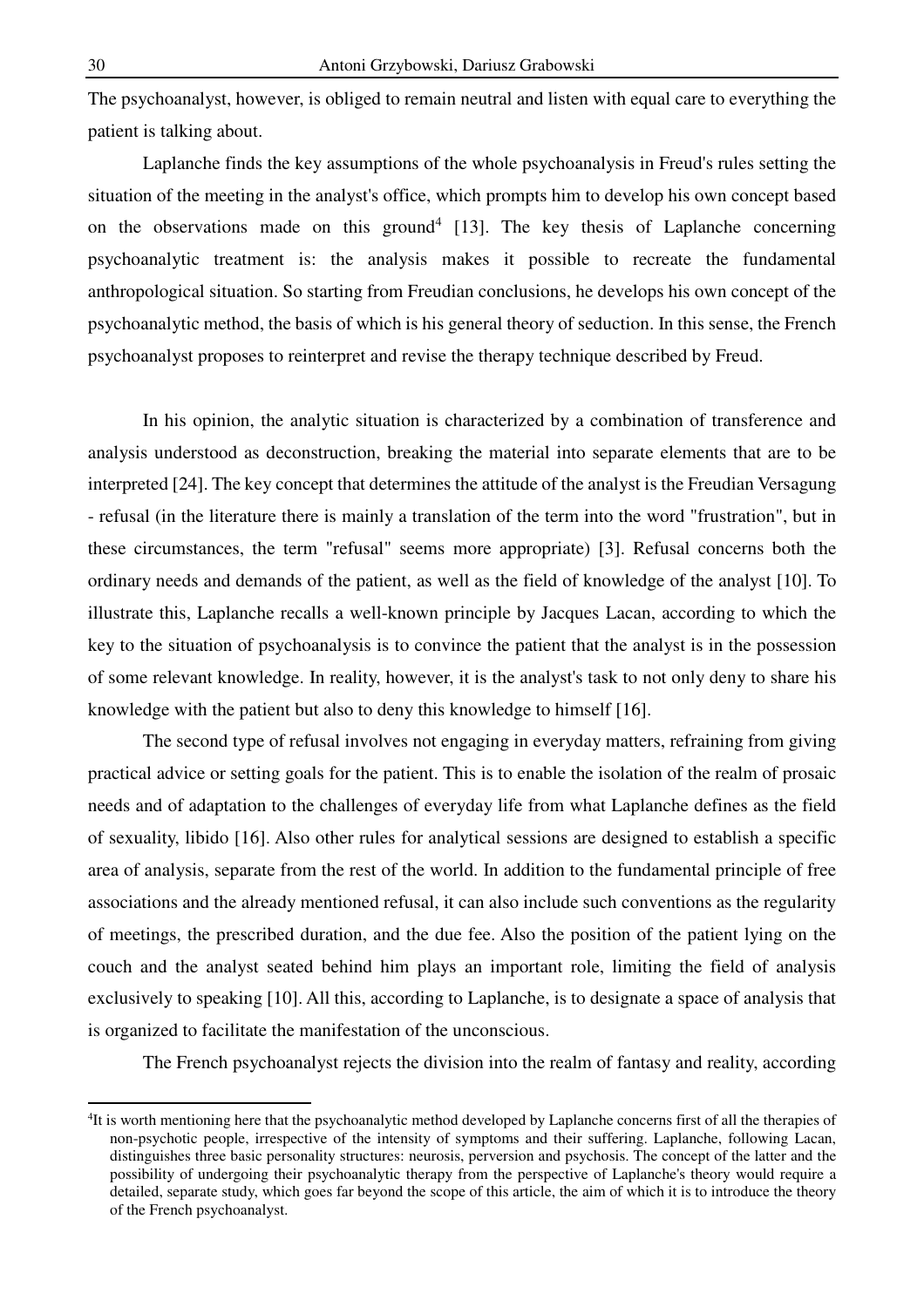The psychoanalyst, however, is obliged to remain neutral and listen with equal care to everything the patient is talking about.

Laplanche finds the key assumptions of the whole psychoanalysis in Freud's rules setting the situation of the meeting in the analyst's office, which prompts him to develop his own concept based on the observations made on this ground[4] [13]. The key thesis of Laplanche concerning psychoanalytic treatment is: the analysis makes it possible to recreate the fundamental anthropological situation. So starting from Freudian conclusions, he develops his own concept of the psychoanalytic method, the basis of which is his general theory of seduction. In this sense, the French psychoanalyst proposes to reinterpret and revise the therapy technique described by Freud.

In his opinion, the analytic situation is characterized by a combination of transference and analysis understood as deconstruction, breaking the material into separate elements that are to be interpreted [24]. The key concept that determines the attitude of the analyst is the Freudian Versagung - refusal (in the literature there is mainly a translation of the term into the word "frustration", but in these circumstances, the term "refusal" seems more appropriate) [3]. Refusal concerns both the ordinary needs and demands of the patient, as well as the field of knowledge of the analyst [10]. To illustrate this, Laplanche recalls a well-known principle by Jacques Lacan, according to which the key to the situation of psychoanalysis is to convince the patient that the analyst is in the possession of some relevant knowledge. In reality, however, it is the analyst's task to not only deny to share his knowledge with the patient but also to deny this knowledge to himself [16].

The second type of refusal involves not engaging in everyday matters, refraining from giving practical advice or setting goals for the patient. This is to enable the isolation of the realm of prosaic needs and of adaptation to the challenges of everyday life from what Laplanche defines as the field of sexuality, libido [16]. Also other rules for analytical sessions are designed to establish a specific area of analysis, separate from the rest of the world. In addition to the fundamental principle of free associations and the already mentioned refusal, it can also include such conventions as the regularity of meetings, the prescribed duration, and the due fee. Also the position of the patient lying on the couch and the analyst seated behind him plays an important role, limiting the field of analysis exclusively to speaking [10]. All this, according to Laplanche, is to designate a space of analysis that is organized to facilitate the manifestation of the unconscious.

The French psychoanalyst rejects the division into the realm of fantasy and reality, according

[4] It is worth mentioning here that the psychoanalytic method developed by Laplanche concerns first of all the therapies of non-psychotic people, irrespective of the intensity of symptoms and their suffering. Laplanche, following Lacan, distinguishes three basic personality structures: neurosis, perversion and psychosis. The concept of the latter and the possibility of undergoing their psychoanalytic therapy from the perspective of Laplanche's theory would require a detailed, separate study, which goes far beyond the scope of this article, the aim of which it is to introduce the theory of the French psychoanalyst.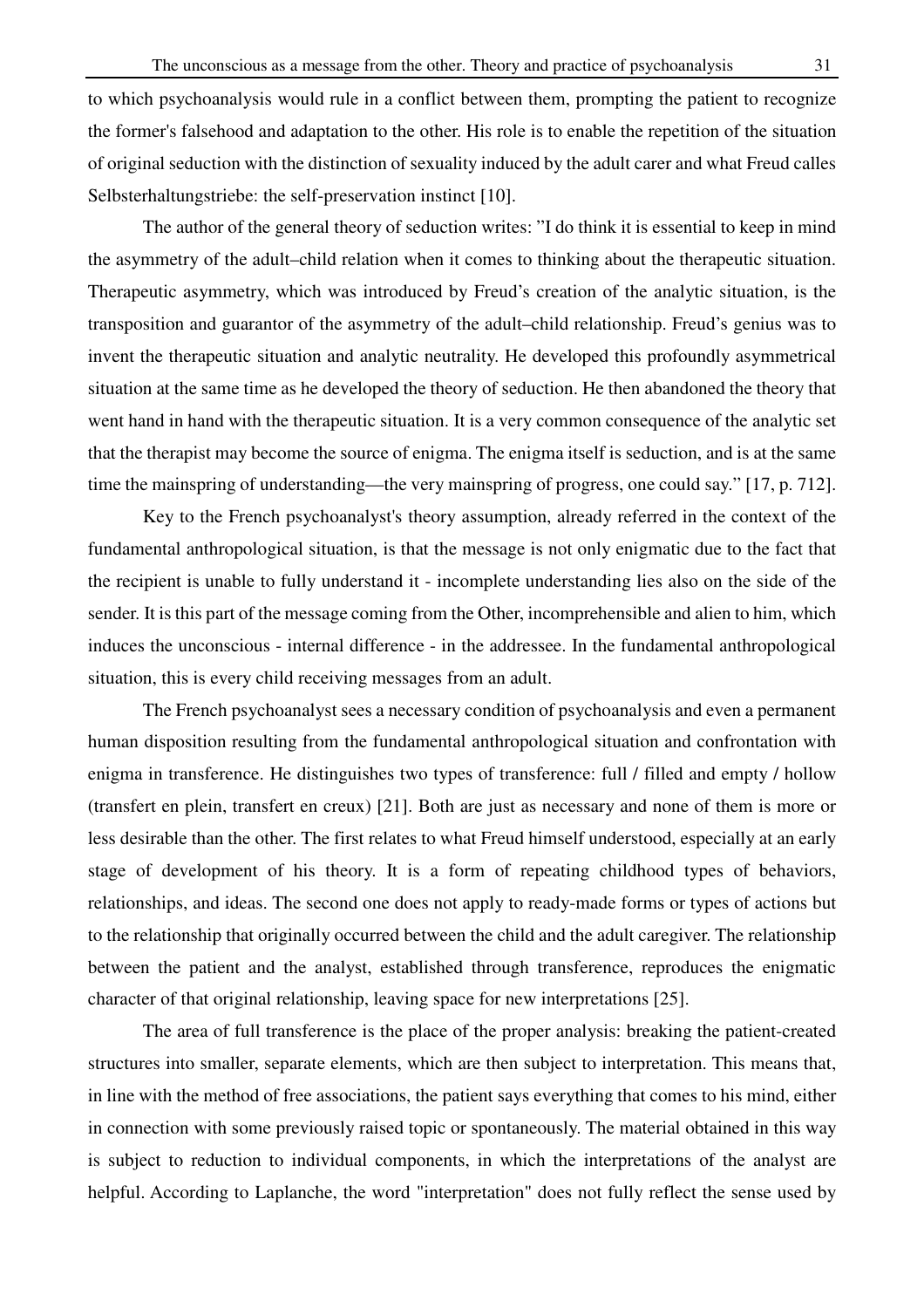to which psychoanalysis would rule in a conflict between them, prompting the patient to recognize the former's falsehood and adaptation to the other. His role is to enable the repetition of the situation of original seduction with the distinction of sexuality induced by the adult carer and what Freud calles Selbsterhaltungstriebe: the self-preservation instinct [10].

The author of the general theory of seduction writes: "I do think it is essential to keep in mind the asymmetry of the adult–child relation when it comes to thinking about the therapeutic situation. Therapeutic asymmetry, which was introduced by Freud's creation of the analytic situation, is the transposition and guarantor of the asymmetry of the adult–child relationship. Freud's genius was to invent the therapeutic situation and analytic neutrality. He developed this profoundly asymmetrical situation at the same time as he developed the theory of seduction. He then abandoned the theory that went hand in hand with the therapeutic situation. It is a very common consequence of the analytic set that the therapist may become the source of enigma. The enigma itself is seduction, and is at the same time the mainspring of understanding—the very mainspring of progress, one could say." [17, p. 712].

Key to the French psychoanalyst's theory assumption, already referred in the context of the fundamental anthropological situation, is that the message is not only enigmatic due to the fact that the recipient is unable to fully understand it - incomplete understanding lies also on the side of the sender. It is this part of the message coming from the Other, incomprehensible and alien to him, which induces the unconscious - internal difference - in the addressee. In the fundamental anthropological situation, this is every child receiving messages from an adult.

The French psychoanalyst sees a necessary condition of psychoanalysis and even a permanent human disposition resulting from the fundamental anthropological situation and confrontation with enigma in transference. He distinguishes two types of transference: full / filled and empty / hollow (transfert en plein, transfert en creux) [21]. Both are just as necessary and none of them is more or less desirable than the other. The first relates to what Freud himself understood, especially at an early stage of development of his theory. It is a form of repeating childhood types of behaviors, relationships, and ideas. The second one does not apply to ready-made forms or types of actions but to the relationship that originally occurred between the child and the adult caregiver. The relationship between the patient and the analyst, established through transference, reproduces the enigmatic character of that original relationship, leaving space for new interpretations [25].

The area of full transference is the place of the proper analysis: breaking the patient-created structures into smaller, separate elements, which are then subject to interpretation. This means that, in line with the method of free associations, the patient says everything that comes to his mind, either in connection with some previously raised topic or spontaneously. The material obtained in this way is subject to reduction to individual components, in which the interpretations of the analyst are helpful. According to Laplanche, the word "interpretation" does not fully reflect the sense used by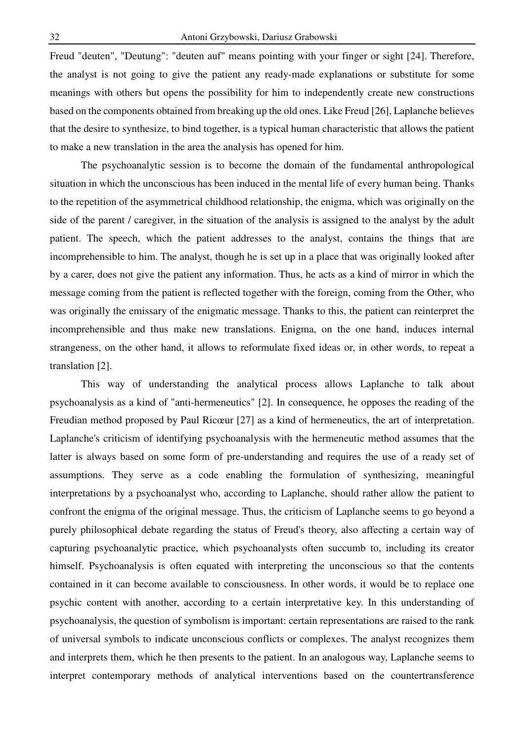Freud "deuten", "Deutung": "deuten auf" means pointing with your finger or sight [24]. Therefore, the analyst is not going to give the patient any ready-made explanations or substitute for some meanings with others but opens the possibility for him to independently create new constructions based on the components obtained from breaking up the old ones. Like Freud [26], Laplanche believes that the desire to synthesize, to bind together, is a typical human characteristic that allows the patient to make a new translation in the area the analysis has opened for him.

The psychoanalytic session is to become the domain of the fundamental anthropological situation in which the unconscious has been induced in the mental life of every human being. Thanks to the repetition of the asymmetrical childhood relationship, the enigma, which was originally on the side of the parent / caregiver, in the situation of the analysis is assigned to the analyst by the adult patient. The speech, which the patient addresses to the analyst, contains the things that are incomprehensible to him. The analyst, though he is set up in a place that was originally looked after by a carer, does not give the patient any information. Thus, he acts as a kind of mirror in which the message coming from the patient is reflected together with the foreign, coming from the Other, who was originally the emissary of the enigmatic message. Thanks to this, the patient can reinterpret the incomprehensible and thus make new translations. Enigma, on the one hand, induces internal strangeness, on the other hand, it allows to reformulate fixed ideas or, in other words, to repeat a translation [2].

This way of understanding the analytical process allows Laplanche to talk about psychoanalysis as a kind of "anti-hermeneutics" [2]. In consequence, he opposes the reading of the Freudian method proposed by Paul Ricœur [27] as a kind of hermeneutics, the art of interpretation. Laplanche's criticism of identifying psychoanalysis with the hermeneutic method assumes that the latter is always based on some form of pre-understanding and requires the use of a ready set of assumptions. They serve as a code enabling the formulation of synthesizing, meaningful interpretations by a psychoanalyst who, according to Laplanche, should rather allow the patient to confront the enigma of the original message. Thus, the criticism of Laplanche seems to go beyond a purely philosophical debate regarding the status of Freud's theory, also affecting a certain way of capturing psychoanalytic practice, which psychoanalysts often succumb to, including its creator himself. Psychoanalysis is often equated with interpreting the unconscious so that the contents contained in it can become available to consciousness. In other words, it would be to replace one psychic content with another, according to a certain interpretative key. In this understanding of psychoanalysis, the question of symbolism is important: certain representations are raised to the rank of universal symbols to indicate unconscious conflicts or complexes. The analyst recognizes them and interprets them, which he then presents to the patient. In an analogous way, Laplanche seems to interpret contemporary methods of analytical interventions based on the countertransference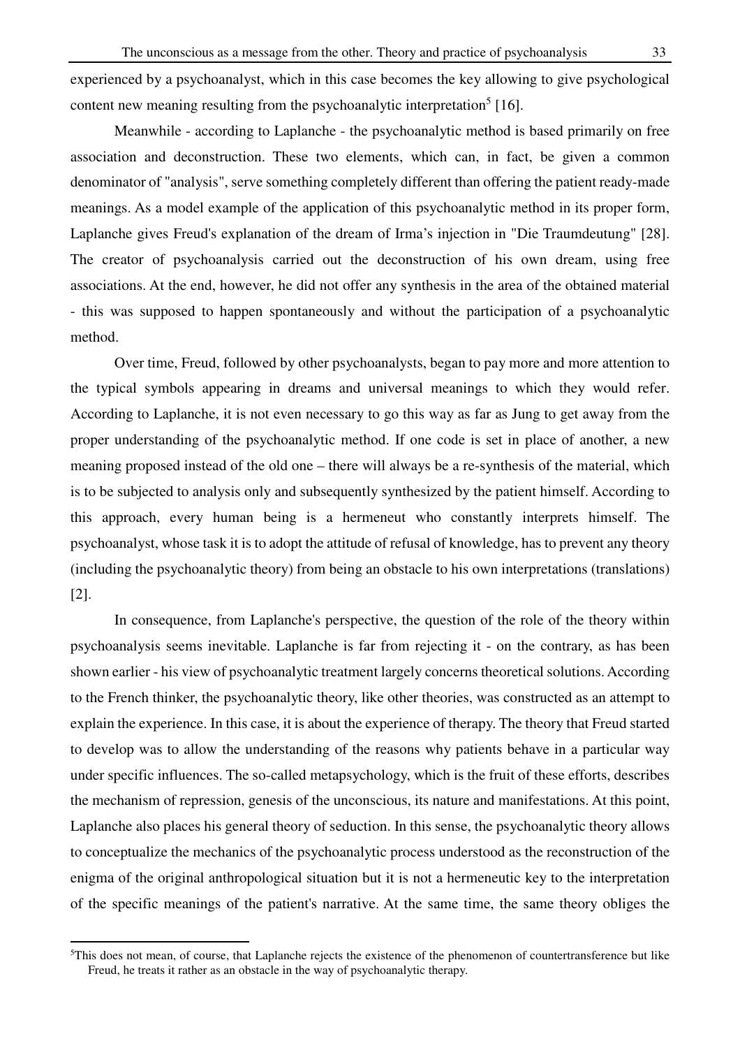experienced by a psychoanalyst, which in this case becomes the key allowing to give psychological content new meaning resulting from the psychoanalytic interpretation[5] [16].

Meanwhile - according to Laplanche - the psychoanalytic method is based primarily on free association and deconstruction. These two elements, which can, in fact, be given a common denominator of "analysis", serve something completely different than offering the patient ready-made meanings. As a model example of the application of this psychoanalytic method in its proper form, Laplanche gives Freud's explanation of the dream of Irma's injection in "Die Traumdeutung" [28]. The creator of psychoanalysis carried out the deconstruction of his own dream, using free associations. At the end, however, he did not offer any synthesis in the area of the obtained material - this was supposed to happen spontaneously and without the participation of a psychoanalytic method.

Over time, Freud, followed by other psychoanalysts, began to pay more and more attention to the typical symbols appearing in dreams and universal meanings to which they would refer. According to Laplanche, it is not even necessary to go this way as far as Jung to get away from the proper understanding of the psychoanalytic method. If one code is set in place of another, a new meaning proposed instead of the old one – there will always be a re-synthesis of the material, which is to be subjected to analysis only and subsequently synthesized by the patient himself. According to this approach, every human being is a hermeneut who constantly interprets himself. The psychoanalyst, whose task it is to adopt the attitude of refusal of knowledge, has to prevent any theory (including the psychoanalytic theory) from being an obstacle to his own interpretations (translations) [2].

In consequence, from Laplanche's perspective, the question of the role of the theory within psychoanalysis seems inevitable. Laplanche is far from rejecting it - on the contrary, as has been shown earlier - his view of psychoanalytic treatment largely concerns theoretical solutions. According to the French thinker, the psychoanalytic theory, like other theories, was constructed as an attempt to explain the experience. In this case, it is about the experience of therapy. The theory that Freud started to develop was to allow the understanding of the reasons why patients behave in a particular way under specific influences. The so-called metapsychology, which is the fruit of these efforts, describes the mechanism of repression, genesis of the unconscious, its nature and manifestations. At this point, Laplanche also places his general theory of seduction. In this sense, the psychoanalytic theory allows to conceptualize the mechanics of the psychoanalytic process understood as the reconstruction of the enigma of the original anthropological situation but it is not a hermeneutic key to the interpretation of the specific meanings of the patient's narrative. At the same time, the same theory obliges the

---

[5] This does not mean, of course, that Laplanche rejects the existence of the phenomenon of countertransference but like Freud, he treats it rather as an obstacle in the way of psychoanalytic therapy.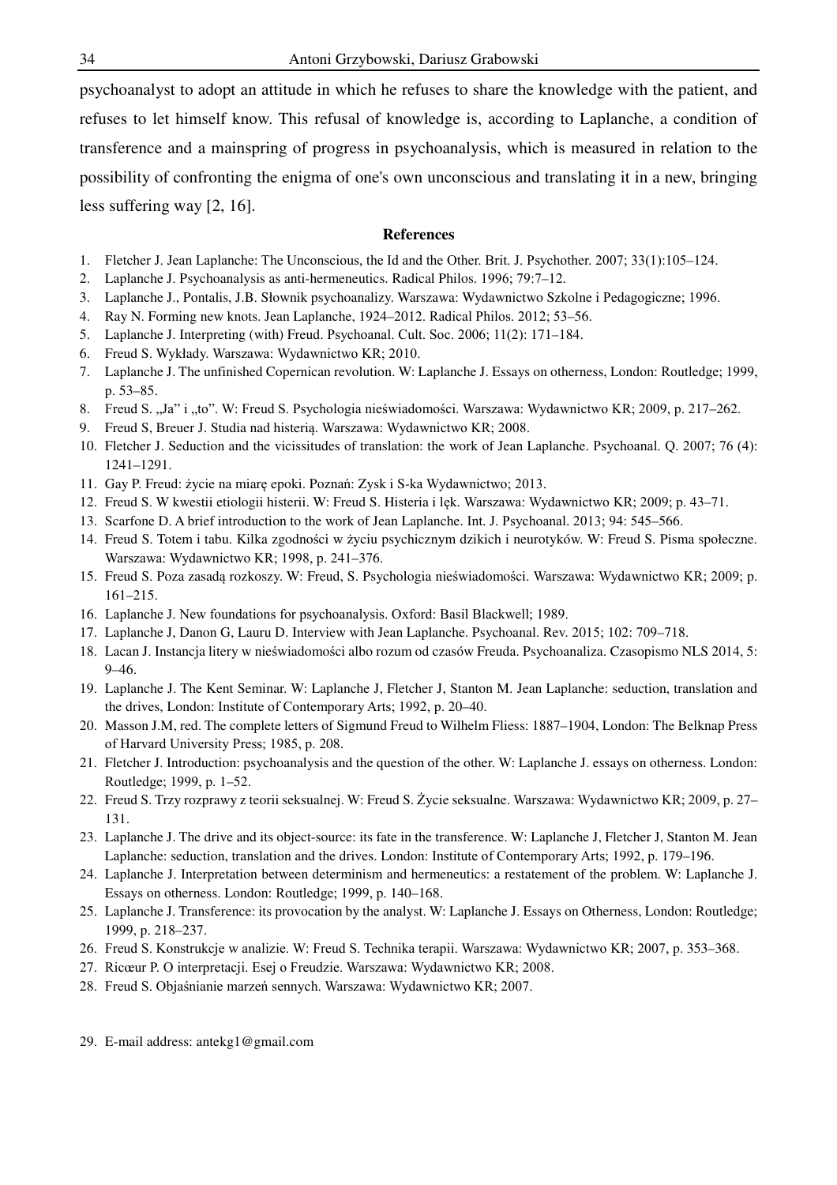psychoanalyst to adopt an attitude in which he refuses to share the knowledge with the patient, and refuses to let himself know. This refusal of knowledge is, according to Laplanche, a condition of transference and a mainspring of progress in psychoanalysis, which is measured in relation to the possibility of confronting the enigma of one's own unconscious and translating it in a new, bringing less suffering way [2, 16].

### References

1. Fletcher J. Jean Laplanche: The Unconscious, the Id and the Other. Brit. J. Psychother. 2007; 33(1):105–124.
2. Laplanche J. Psychoanalysis as anti-hermeneutics. Radical Philos. 1996; 79:7–12.
3. Laplanche J., Pontalis, J.B. Słownik psychoanalizy. Warszawa: Wydawnictwo Szkolne i Pedagogiczne; 1996.
4. Ray N. Forming new knots. Jean Laplanche, 1924–2012. Radical Philos. 2012; 53–56.
5. Laplanche J. Interpreting (with) Freud. Psychoanal. Cult. Soc. 2006; 11(2): 171–184.
6. Freud S. Wykłady. Warszawa: Wydawnictwo KR; 2010.
7. Laplanche J. The unfinished Copernican revolution. W: Laplanche J. Essays on otherness, London: Routledge; 1999, p. 53–85.
8. Freud S. „Ja" i „to". W: Freud S. Psychologia nieświadomości. Warszawa: Wydawnictwo KR; 2009, p. 217–262.
9. Freud S, Breuer J. Studia nad histerią. Warszawa: Wydawnictwo KR; 2008.
10. Fletcher J. Seduction and the vicissitudes of translation: the work of Jean Laplanche. Psychoanal. Q. 2007; 76 (4): 1241–1291.
11. Gay P. Freud: życie na miarę epoki. Poznań: Zysk i S-ka Wydawnictwo; 2013.
12. Freud S. W kwestii etiologii histerii. W: Freud S. Histeria i lęk. Warszawa: Wydawnictwo KR; 2009; p. 43–71.
13. Scarfone D. A brief introduction to the work of Jean Laplanche. Int. J. Psychoanal. 2013; 94: 545–566.
14. Freud S. Totem i tabu. Kilka zgodności w życiu psychicznym dzikich i neurotyków. W: Freud S. Pisma społeczne. Warszawa: Wydawnictwo KR; 1998, p. 241–376.
15. Freud S. Poza zasadą rozkoszy. W: Freud, S. Psychologia nieświadomości. Warszawa: Wydawnictwo KR; 2009; p. 161–215.
16. Laplanche J. New foundations for psychoanalysis. Oxford: Basil Blackwell; 1989.
17. Laplanche J, Danon G, Lauru D. Interview with Jean Laplanche. Psychoanal. Rev. 2015; 102: 709–718.
18. Lacan J. Instancja litery w nieświadomości albo rozum od czasów Freuda. Psychoanaliza. Czasopismo NLS 2014, 5: 9–46.
19. Laplanche J. The Kent Seminar. W: Laplanche J, Fletcher J, Stanton M. Jean Laplanche: seduction, translation and the drives, London: Institute of Contemporary Arts; 1992, p. 20–40.
20. Masson J.M, red. The complete letters of Sigmund Freud to Wilhelm Fliess: 1887–1904, London: The Belknap Press of Harvard University Press; 1985, p. 208.
21. Fletcher J. Introduction: psychoanalysis and the question of the other. W: Laplanche J. essays on otherness. London: Routledge; 1999, p. 1–52.
22. Freud S. Trzy rozprawy z teorii seksualnej. W: Freud S. Życie seksualne. Warszawa: Wydawnictwo KR; 2009, p. 27–131.
23. Laplanche J. The drive and its object-source: its fate in the transference. W: Laplanche J, Fletcher J, Stanton M. Jean Laplanche: seduction, translation and the drives. London: Institute of Contemporary Arts; 1992, p. 179–196.
24. Laplanche J. Interpretation between determinism and hermeneutics: a restatement of the problem. W: Laplanche J. Essays on otherness. London: Routledge; 1999, p. 140–168.
25. Laplanche J. Transference: its provocation by the analyst. W: Laplanche J. Essays on Otherness, London: Routledge; 1999, p. 218–237.
26. Freud S. Konstrukcje w analizie. W: Freud S. Technika terapii. Warszawa: Wydawnictwo KR; 2007, p. 353–368.
27. Ricœur P. O interpretacji. Esej o Freudzie. Warszawa: Wydawnictwo KR; 2008.
28. Freud S. Objaśnianie marzeń sennych. Warszawa: Wydawnictwo KR; 2007.

29. E-mail address: antekg1@gmail.com